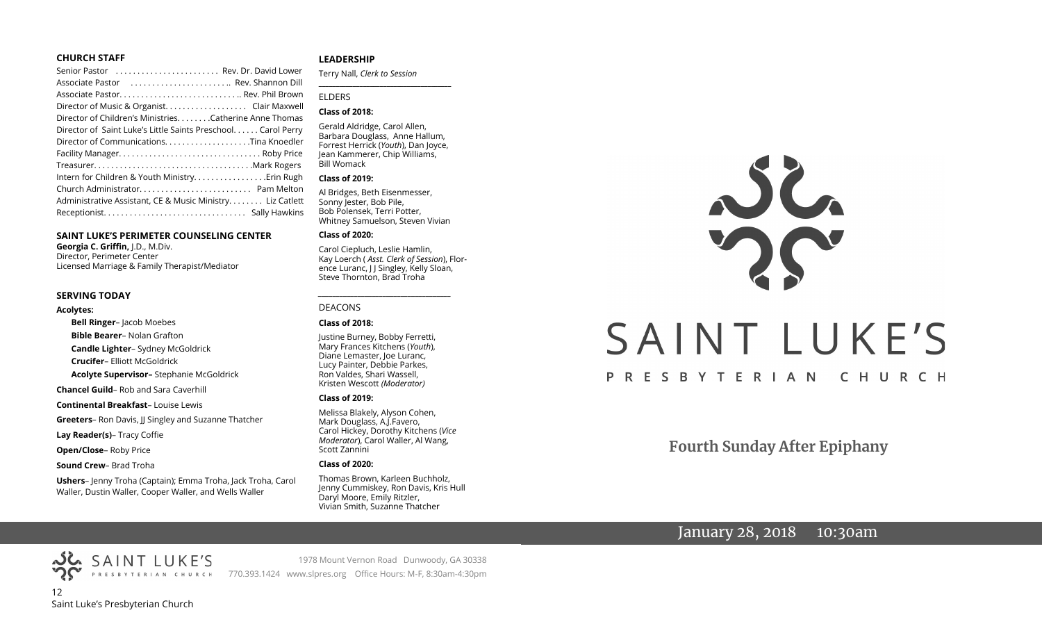## CHURCH STAFF

Senior Pastor . . . . . . . . . . . . . . . . . . . . . . . Rev. Dr. David Lower
Associate Pastor . . . . . . . . . . . . . . . . . . . . . .. Rev. Shannon Dill
Associate Pastor. . . . . . . . . . . . . . . . . . . . . . . . . . .. Rev. Phil Brown
Director of Music & Organist. . . . . . . . . . . . . . . . . . Clair Maxwell
Director of Children's Ministries. . . . . . . .Catherine Anne Thomas
Director of Saint Luke's Little Saints Preschool. . . . . . Carol Perry
Director of Communications. . . . . . . . . . . . . . . . . . . .Tina Knoedler
Facility Manager. . . . . . . . . . . . . . . . . . . . . . . . . . . . . . . . Roby Price
Treasurer. . . . . . . . . . . . . . . . . . . . . . . . . . . . . . . . . . . .Mark Rogers
Intern for Children & Youth Ministry. . . . . . . . . . . . . . . .Erin Rugh
Church Administrator. . . . . . . . . . . . . . . . . . . . . . . . . Pam Melton
Administrative Assistant, CE & Music Ministry. . . . . . . . Liz Catlett
Receptionist. . . . . . . . . . . . . . . . . . . . . . . . . . . . . . . . Sally Hawkins

## SAINT LUKE'S PERIMETER COUNSELING CENTER

**Georgia C. Griffin,** J.D., M.Div.
Director, Perimeter Center
Licensed Marriage & Family Therapist/Mediator

## SERVING TODAY

**Acolytes:**

- **Bell Ringer**– Jacob Moebes
- **Bible Bearer**– Nolan Grafton
- **Candle Lighter**– Sydney McGoldrick
- **Crucifer**– Elliott McGoldrick
- **Acolyte Supervisor–** Stephanie McGoldrick

**Chancel Guild**– Rob and Sara Caverhill

**Continental Breakfast**– Louise Lewis

**Greeters**– Ron Davis, JJ Singley and Suzanne Thatcher

**Lay Reader(s)**– Tracy Coffie

**Open/Close**– Roby Price

**Sound Crew**– Brad Troha

**Ushers**– Jenny Troha (Captain); Emma Troha, Jack Troha, Carol Waller, Dustin Waller, Cooper Waller, and Wells Waller

## LEADERSHIP

Terry Nall, *Clerk to Session*

### ELDERS

**Class of 2018:**

Gerald Aldridge, Carol Allen, Barbara Douglass, Anne Hallum, Forrest Herrick (*Youth*), Dan Joyce, Jean Kammerer, Chip Williams, Bill Womack

**Class of 2019:**

Al Bridges, Beth Eisenmesser, Sonny Jester, Bob Pile, Bob Polensek, Terri Potter, Whitney Samuelson, Steven Vivian

**Class of 2020:**

Carol Ciepluch, Leslie Hamlin, Kay Loerch ( *Asst. Clerk of Session*), Florence Luranc, J J Singley, Kelly Sloan, Steve Thornton, Brad Troha

### DEACONS

**Class of 2018:**

Justine Burney, Bobby Ferretti, Mary Frances Kitchens (*Youth*), Diane Lemaster, Joe Luranc, Lucy Painter, Debbie Parkes, Ron Valdes, Shari Wassell, Kristen Wescott *(Moderator)*

**Class of 2019:**

Melissa Blakely, Alyson Cohen, Mark Douglass, A.J.Favero, Carol Hickey, Dorothy Kitchens (*Vice Moderator*), Carol Waller, Al Wang, Scott Zannini

**Class of 2020:**

Thomas Brown, Karleen Buchholz, Jenny Cummiskey, Ron Davis, Kris Hull Daryl Moore, Emily Ritzler, Vivian Smith, Suzanne Thatcher

SAINT LUKE'S PRESBYTERIAN CHURCH
1978 Mount Vernon Road Dunwoody, GA 30338
770.393.1424 www.slpres.org Office Hours: M-F, 8:30am-4:30pm

# SAINT LUKE'S

PRESBYTERIAN CHURCH

## Fourth Sunday After Epiphany

January 28, 2018 10:30am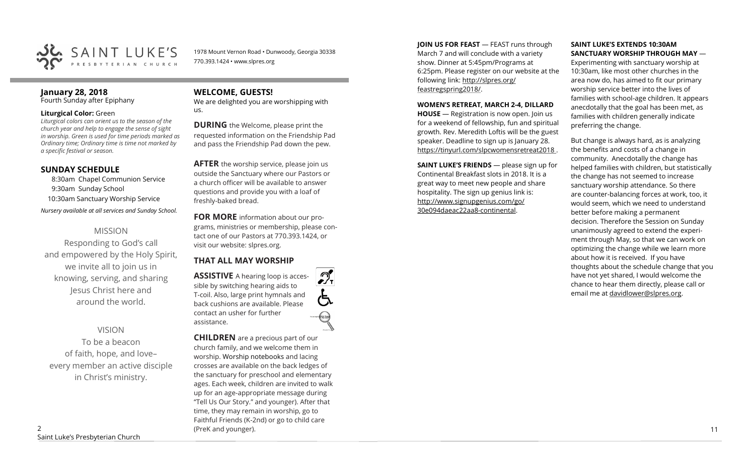SAINT LUKE'S PRESBYTERIAN CHURCH

1978 Mount Vernon Road • Dunwoody, Georgia 30338
770.393.1424 • www.slpres.org

## January 28, 2018

Fourth Sunday after Epiphany

**Liturgical Color:** Green

*Liturgical colors can orient us to the season of the church year and help to engage the sense of sight in worship. Green is used for time periods marked as Ordinary time; Ordinary time is time not marked by a specific festival or season.*

## SUNDAY SCHEDULE

8:30am Chapel Communion Service
9:30am Sunday School
10:30am Sanctuary Worship Service

*Nursery available at all services and Sunday School.*

MISSION

Responding to God's call
and empowered by the Holy Spirit,
we invite all to join us in
knowing, serving, and sharing
Jesus Christ here and
around the world.

VISION

To be a beacon
of faith, hope, and love–
every member an active disciple
in Christ's ministry.

## WELCOME, GUESTS!

We are delighted you are worshipping with us.

**DURING** the Welcome, please print the requested information on the Friendship Pad and pass the Friendship Pad down the pew.

**AFTER** the worship service, please join us outside the Sanctuary where our Pastors or a church officer will be available to answer questions and provide you with a loaf of freshly-baked bread.

**FOR MORE** information about our programs, ministries or membership, please contact one of our Pastors at 770.393.1424, or visit our website: slpres.org.

## THAT ALL MAY WORSHIP

**ASSISTIVE** A hearing loop is accessible by switching hearing aids to T-coil. Also, large print hymnals and back cushions are available. Please contact an usher for further assistance.

**CHILDREN** are a precious part of our church family, and we welcome them in worship. Worship notebooks and lacing crosses are available on the back ledges of the sanctuary for preschool and elementary ages. Each week, children are invited to walk up for an age-appropriate message during "Tell Us Our Story." and younger). After that time, they may remain in worship, go to Faithful Friends (K-2nd) or go to child care (PreK and younger).

**JOIN US FOR FEAST** — FEAST runs through March 7 and will conclude with a variety show. Dinner at 5:45pm/Programs at 6:25pm. Please register on our website at the following link: http://slpres.org/feastregspring2018/.

**WOMEN'S RETREAT, MARCH 2-4, DILLARD HOUSE** — Registration is now open. Join us for a weekend of fellowship, fun and spiritual growth. Rev. Meredith Loftis will be the guest speaker. Deadline to sign up is January 28. https://tinyurl.com/slpcwomensretreat2018 .

**SAINT LUKE'S FRIENDS** — please sign up for Continental Breakfast slots in 2018. It is a great way to meet new people and share hospitality. The sign up genius link is: http://www.signupgenius.com/go/30e094daeac22aa8-continental.

**SAINT LUKE'S EXTENDS 10:30AM SANCTUARY WORSHIP THROUGH MAY** — Experimenting with sanctuary worship at 10:30am, like most other churches in the area now do, has aimed to fit our primary worship service better into the lives of families with school-age children. It appears anecdotally that the goal has been met, as families with children generally indicate preferring the change.

But change is always hard, as is analyzing the benefits and costs of a change in community. Anecdotally the change has helped families with children, but statistically the change has not seemed to increase sanctuary worship attendance. So there are counter-balancing forces at work, too, it would seem, which we need to understand better before making a permanent decision. Therefore the Session on Sunday unanimously agreed to extend the experiment through May, so that we can work on optimizing the change while we learn more about how it is received. If you have thoughts about the schedule change that you have not yet shared, I would welcome the chance to hear them directly, please call or email me at davidlower@slpres.org.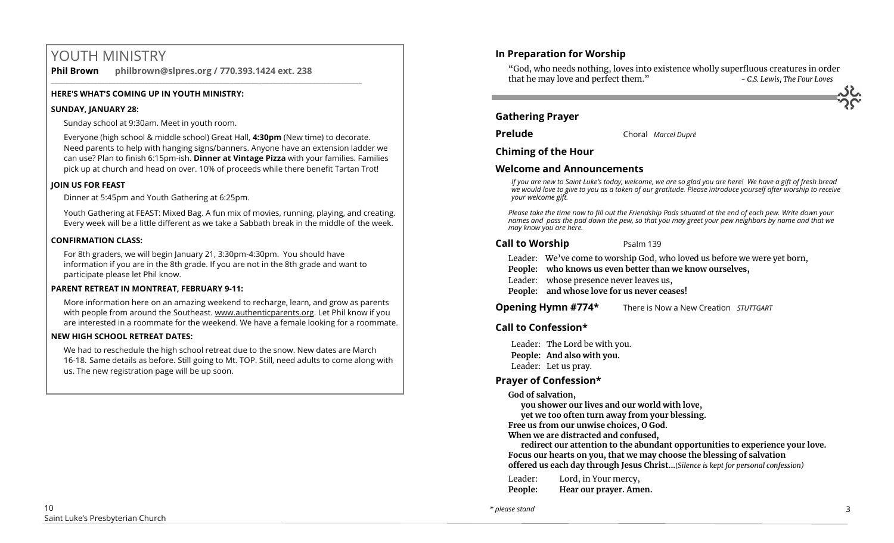# YOUTH MINISTRY

**Phil Brown** **philbrown@slpres.org / 770.393.1424 ext. 238**

**HERE'S WHAT'S COMING UP IN YOUTH MINISTRY:**

**SUNDAY, JANUARY 28:**

Sunday school at 9:30am. Meet in youth room.

Everyone (high school & middle school) Great Hall, **4:30pm** (New time) to decorate. Need parents to help with hanging signs/banners. Anyone have an extension ladder we can use? Plan to finish 6:15pm-ish. **Dinner at Vintage Pizza** with your families. Families pick up at church and head on over. 10% of proceeds while there benefit Tartan Trot!

**JOIN US FOR FEAST**

Dinner at 5:45pm and Youth Gathering at 6:25pm.

Youth Gathering at FEAST: Mixed Bag. A fun mix of movies, running, playing, and creating. Every week will be a little different as we take a Sabbath break in the middle of the week.

**CONFIRMATION CLASS:**

For 8th graders, we will begin January 21, 3:30pm-4:30pm. You should have information if you are in the 8th grade. If you are not in the 8th grade and want to participate please let Phil know.

**PARENT RETREAT IN MONTREAT, FEBRUARY 9-11:**

More information here on an amazing weekend to recharge, learn, and grow as parents with people from around the Southeast. www.authenticparents.org. Let Phil know if you are interested in a roommate for the weekend. We have a female looking for a roommate.

**NEW HIGH SCHOOL RETREAT DATES:**

We had to reschedule the high school retreat due to the snow. New dates are March 16-18. Same details as before. Still going to Mt. TOP. Still, need adults to come along with us. The new registration page will be up soon.

## In Preparation for Worship

"God, who needs nothing, loves into existence wholly superfluous creatures in order that he may love and perfect them." *- C.S. Lewis, The Four Loves*

## Gathering Prayer

**Prelude** Choral *Marcel Dupré*

**Chiming of the Hour**

**Welcome and Announcements**

*If you are new to Saint Luke's today, welcome, we are so glad you are here! We have a gift of fresh bread we would love to give to you as a token of our gratitude. Please introduce yourself after worship to receive your welcome gift.*

*Please take the time now to fill out the Friendship Pads situated at the end of each pew. Write down your names and pass the pad down the pew, so that you may greet your pew neighbors by name and that we may know you are here.*

**Call to Worship** Psalm 139

Leader: We've come to worship God, who loved us before we were yet born,
**People: who knows us even better than we know ourselves,**
Leader: whose presence never leaves us,
**People: and whose love for us never ceases!**

**Opening Hymn #774*** There is Now a New Creation *STUTTGART*

**Call to Confession***

Leader: The Lord be with you.
**People: And also with you.**
Leader: Let us pray.

**Prayer of Confession***

**God of salvation,**
**you shower our lives and our world with love,**
**yet we too often turn away from your blessing.**
**Free us from our unwise choices, O God.**
**When we are distracted and confused,**
**redirect our attention to the abundant opportunities to experience your love.**
**Focus our hearts on you, that we may choose the blessing of salvation**
**offered us each day through Jesus Christ...***(Silence is kept for personal confession)*

Leader: Lord, in Your mercy,
**People: Hear our prayer. Amen.**

*\* please stand*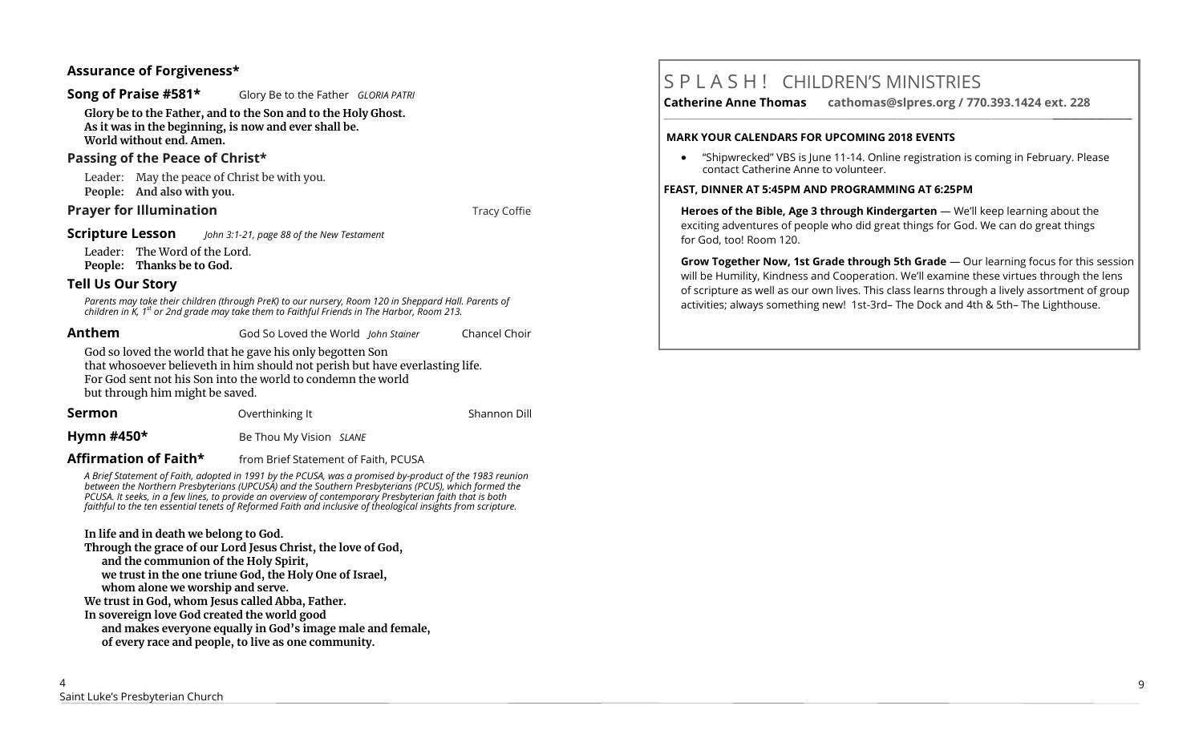**Assurance of Forgiveness***

**Song of Praise #581*** Glory Be to the Father *GLORIA PATRI*

**Glory be to the Father, and to the Son and to the Holy Ghost.**
**As it was in the beginning, is now and ever shall be.**
**World without end. Amen.**

**Passing of the Peace of Christ***

Leader: May the peace of Christ be with you.
**People: And also with you.**

**Prayer for Illumination** Tracy Coffie

**Scripture Lesson** *John 3:1-21, page 88 of the New Testament*

Leader: The Word of the Lord.
**People: Thanks be to God.**

**Tell Us Our Story**

*Parents may take their children (through PreK) to our nursery, Room 120 in Sheppard Hall. Parents of children in K, 1st or 2nd grade may take them to Faithful Friends in The Harbor, Room 213.*

**Anthem** God So Loved the World *John Stainer* Chancel Choir

God so loved the world that he gave his only begotten Son
that whosoever believeth in him should not perish but have everlasting life.
For God sent not his Son into the world to condemn the world
but through him might be saved.

**Sermon** Overthinking It Shannon Dill

**Hymn #450*** Be Thou My Vision *SLANE*

**Affirmation of Faith*** from Brief Statement of Faith, PCUSA

*A Brief Statement of Faith, adopted in 1991 by the PCUSA, was a promised by-product of the 1983 reunion between the Northern Presbyterians (UPCUSA) and the Southern Presbyterians (PCUS), which formed the PCUSA. It seeks, in a few lines, to provide an overview of contemporary Presbyterian faith that is both faithful to the ten essential tenets of Reformed Faith and inclusive of theological insights from scripture.*

**In life and in death we belong to God.**
**Through the grace of our Lord Jesus Christ, the love of God,**
**and the communion of the Holy Spirit,**
**we trust in the one triune God, the Holy One of Israel,**
**whom alone we worship and serve.**
**We trust in God, whom Jesus called Abba, Father.**
**In sovereign love God created the world good**
**and makes everyone equally in God's image male and female,**
**of every race and people, to live as one community.**

# S P L A S H ! CHILDREN'S MINISTRIES

**Catherine Anne Thomas cathomas@slpres.org / 770.393.1424 ext. 228**

**MARK YOUR CALENDARS FOR UPCOMING 2018 EVENTS**

- "Shipwrecked" VBS is June 11-14. Online registration is coming in February. Please contact Catherine Anne to volunteer.

**FEAST, DINNER AT 5:45PM AND PROGRAMMING AT 6:25PM**

**Heroes of the Bible, Age 3 through Kindergarten** — We'll keep learning about the exciting adventures of people who did great things for God. We can do great things for God, too! Room 120.

**Grow Together Now, 1st Grade through 5th Grade** — Our learning focus for this session will be Humility, Kindness and Cooperation. We'll examine these virtues through the lens of scripture as well as our own lives. This class learns through a lively assortment of group activities; always something new! 1st-3rd– The Dock and 4th & 5th– The Lighthouse.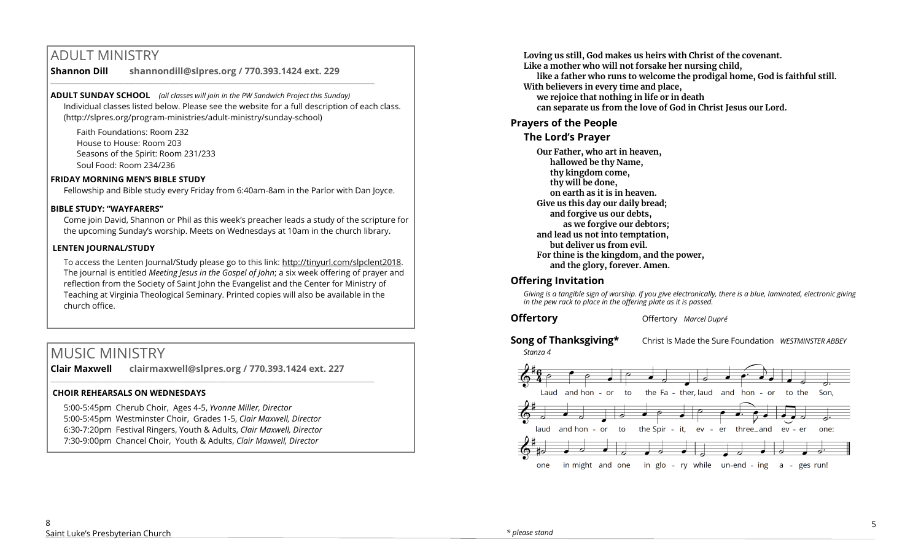## ADULT MINISTRY

**Shannon Dill** **shannondill@slpres.org / 770.393.1424 ext. 229**

**ADULT SUNDAY SCHOOL** *(all classes will join in the PW Sandwich Project this Sunday)*

Individual classes listed below. Please see the website for a full description of each class. (http://slpres.org/program-ministries/adult-ministry/sunday-school)

Faith Foundations: Room 232
House to House: Room 203
Seasons of the Spirit: Room 231/233
Soul Food: Room 234/236

**FRIDAY MORNING MEN'S BIBLE STUDY**

Fellowship and Bible study every Friday from 6:40am-8am in the Parlor with Dan Joyce.

**BIBLE STUDY: "WAYFARERS"**

Come join David, Shannon or Phil as this week's preacher leads a study of the scripture for the upcoming Sunday's worship. Meets on Wednesdays at 10am in the church library.

**LENTEN JOURNAL/STUDY**

To access the Lenten Journal/Study please go to this link: http://tinyurl.com/slpclent2018. The journal is entitled *Meeting Jesus in the Gospel of John;* a six week offering of prayer and reflection from the Society of Saint John the Evangelist and the Center for Ministry of Teaching at Virginia Theological Seminary. Printed copies will also be available in the church office.

## MUSIC MINISTRY

**Clair Maxwell** **clairmaxwell@slpres.org / 770.393.1424 ext. 227**

**CHOIR REHEARSALS ON WEDNESDAYS**

5:00-5:45pm Cherub Choir, Ages 4-5, *Yvonne Miller, Director*
5:00-5:45pm Westminster Choir, Grades 1-5, *Clair Maxwell, Director*
6:30-7:20pm Festival Ringers, Youth & Adults, *Clair Maxwell, Director*
7:30-9:00pm Chancel Choir, Youth & Adults, *Clair Maxwell, Director*

**Loving us still, God makes us heirs with Christ of the covenant.**
**Like a mother who will not forsake her nursing child,**
**like a father who runs to welcome the prodigal home, God is faithful still.**
**With believers in every time and place,**
**we rejoice that nothing in life or in death**
**can separate us from the love of God in Christ Jesus our Lord.**

### Prayers of the People

### The Lord's Prayer

**Our Father, who art in heaven,**
**hallowed be thy Name,**
**thy kingdom come,**
**thy will be done,**
**on earth as it is in heaven.**
**Give us this day our daily bread;**
**and forgive us our debts,**
**as we forgive our debtors;**
**and lead us not into temptation,**
**but deliver us from evil.**
**For thine is the kingdom, and the power,**
**and the glory, forever. Amen.**

### Offering Invitation

*Giving is a tangible sign of worship. If you give electronically, there is a blue, laminated, electronic giving in the pew rack to place in the offering plate as it is passed.*

**Offertory** Offertory *Marcel Dupré*

**Song of Thanksgiving*** Christ Is Made the Sure Foundation *WESTMINSTER ABBEY*

*Stanza 4*

Laud and honor to the Father, laud and honor to the Son,
laud and honor to the Spirit, ever three and ever one:
one in might and one in glory while unending ages run!

*\* please stand*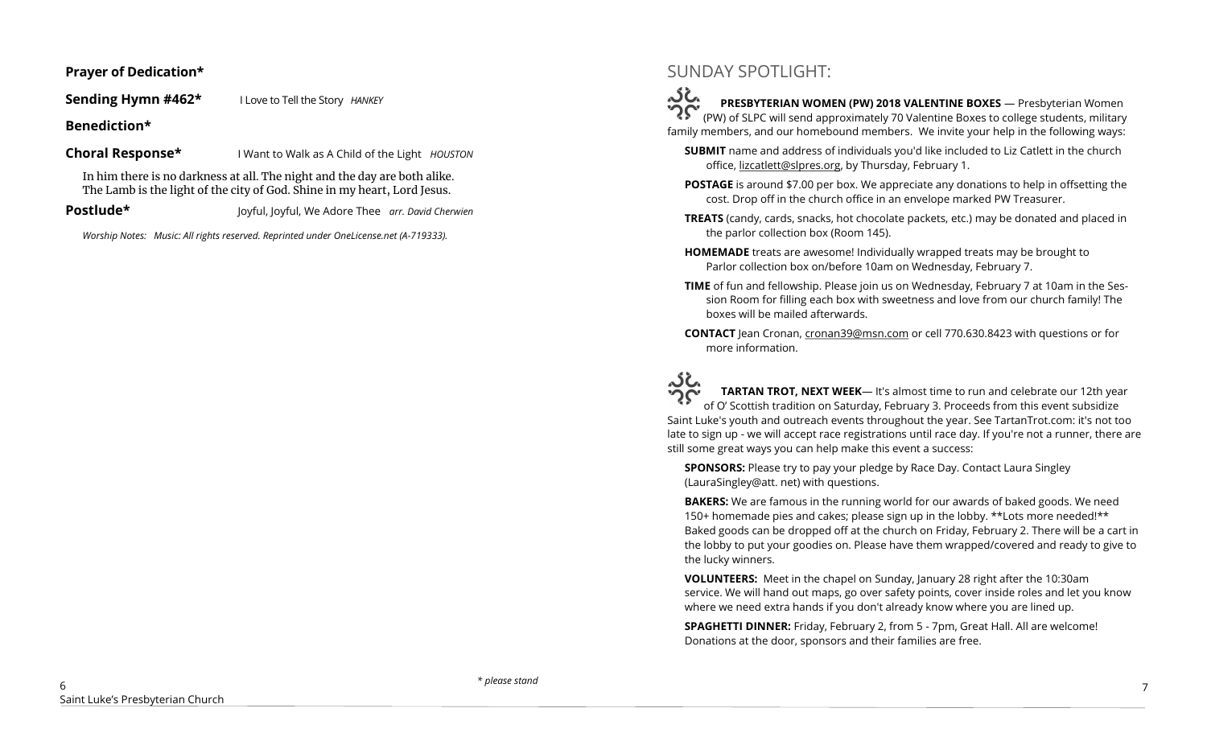**Prayer of Dedication***

**Sending Hymn #462*** I Love to Tell the Story *HANKEY*

**Benediction***

**Choral Response*** I Want to Walk as A Child of the Light *HOUSTON*

In him there is no darkness at all. The night and the day are both alike.
The Lamb is the light of the city of God. Shine in my heart, Lord Jesus.

**Postlude*** Joyful, Joyful, We Adore Thee *arr. David Cherwien*

*Worship Notes: Music: All rights reserved. Reprinted under OneLicense.net (A-719333).*

*\* please stand*

## SUNDAY SPOTLIGHT:

**PRESBYTERIAN WOMEN (PW) 2018 VALENTINE BOXES** — Presbyterian Women (PW) of SLPC will send approximately 70 Valentine Boxes to college students, military family members, and our homebound members. We invite your help in the following ways:

**SUBMIT** name and address of individuals you'd like included to Liz Catlett in the church office, lizcatlett@slpres.org, by Thursday, February 1.

**POSTAGE** is around $7.00 per box. We appreciate any donations to help in offsetting the cost. Drop off in the church office in an envelope marked PW Treasurer.

**TREATS** (candy, cards, snacks, hot chocolate packets, etc.) may be donated and placed in the parlor collection box (Room 145).

**HOMEMADE** treats are awesome! Individually wrapped treats may be brought to Parlor collection box on/before 10am on Wednesday, February 7.

**TIME** of fun and fellowship. Please join us on Wednesday, February 7 at 10am in the Session Room for filling each box with sweetness and love from our church family! The boxes will be mailed afterwards.

**CONTACT** Jean Cronan, cronan39@msn.com or cell 770.630.8423 with questions or for more information.

**TARTAN TROT, NEXT WEEK**— It's almost time to run and celebrate our 12th year of O' Scottish tradition on Saturday, February 3. Proceeds from this event subsidize Saint Luke's youth and outreach events throughout the year. See TartanTrot.com: it's not too late to sign up - we will accept race registrations until race day. If you're not a runner, there are still some great ways you can help make this event a success:

**SPONSORS:** Please try to pay your pledge by Race Day. Contact Laura Singley (LauraSingley@att. net) with questions.

**BAKERS:** We are famous in the running world for our awards of baked goods. We need 150+ homemade pies and cakes; please sign up in the lobby. **Lots more needed!** Baked goods can be dropped off at the church on Friday, February 2. There will be a cart in the lobby to put your goodies on. Please have them wrapped/covered and ready to give to the lucky winners.

**VOLUNTEERS:** Meet in the chapel on Sunday, January 28 right after the 10:30am service. We will hand out maps, go over safety points, cover inside roles and let you know where we need extra hands if you don't already know where you are lined up.

**SPAGHETTI DINNER:** Friday, February 2, from 5 - 7pm, Great Hall. All are welcome! Donations at the door, sponsors and their families are free.